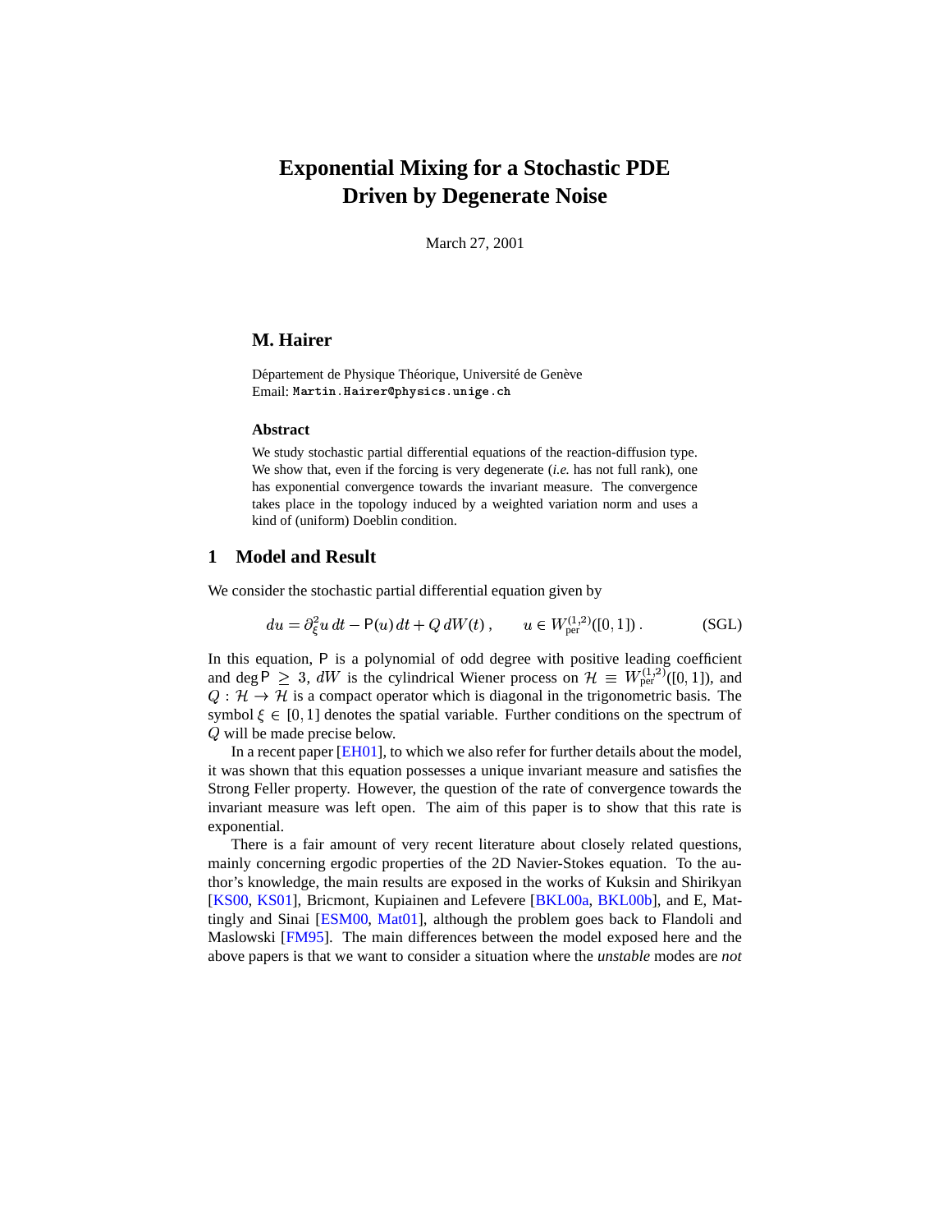# Exponential Mixing for a Stochastic PDE Driven by Degenerate Noise

March 27, 2001

**M. Hairer**

Département de Physique Théorique, Université de Genève
Email: `Martin.Hairer@physics.unige.ch`

### Abstract

We study stochastic partial differential equations of the reaction-diffusion type. We show that, even if the forcing is very degenerate (*i.e.* has not full rank), one has exponential convergence towards the invariant measure. The convergence takes place in the topology induced by a weighted variation norm and uses a kind of (uniform) Doeblin condition.

## 1 Model and Result

We consider the stochastic partial differential equation given by

$$du = \partial_\xi^2 u \, dt - \mathsf{P}(u) \, dt + Q \, dW(t) \,, \qquad u \in W_{\text{per}}^{(1,2)}([0,1]) \,. \tag{SGL}$$

In this equation, $\mathsf{P}$ is a polynomial of odd degree with positive leading coefficient and $\deg \mathsf{P} \geq 3$, $dW$ is the cylindrical Wiener process on $\mathcal{H} \equiv W_{\text{per}}^{(1,2)}([0,1])$, and $Q : \mathcal{H} \to \mathcal{H}$ is a compact operator which is diagonal in the trigonometric basis. The symbol $\xi \in [0,1]$ denotes the spatial variable. Further conditions on the spectrum of $Q$ will be made precise below.

In a recent paper [EH01], to which we also refer for further details about the model, it was shown that this equation possesses a unique invariant measure and satisfies the Strong Feller property. However, the question of the rate of convergence towards the invariant measure was left open. The aim of this paper is to show that this rate is exponential.

There is a fair amount of very recent literature about closely related questions, mainly concerning ergodic properties of the 2D Navier-Stokes equation. To the author's knowledge, the main results are exposed in the works of Kuksin and Shirikyan [KS00, KS01], Bricmont, Kupiainen and Lefevere [BKL00a, BKL00b], and E, Mattingly and Sinai [ESM00, Mat01], although the problem goes back to Flandoli and Maslowski [FM95]. The main differences between the model exposed here and the above papers is that we want to consider a situation where the *unstable* modes are *not*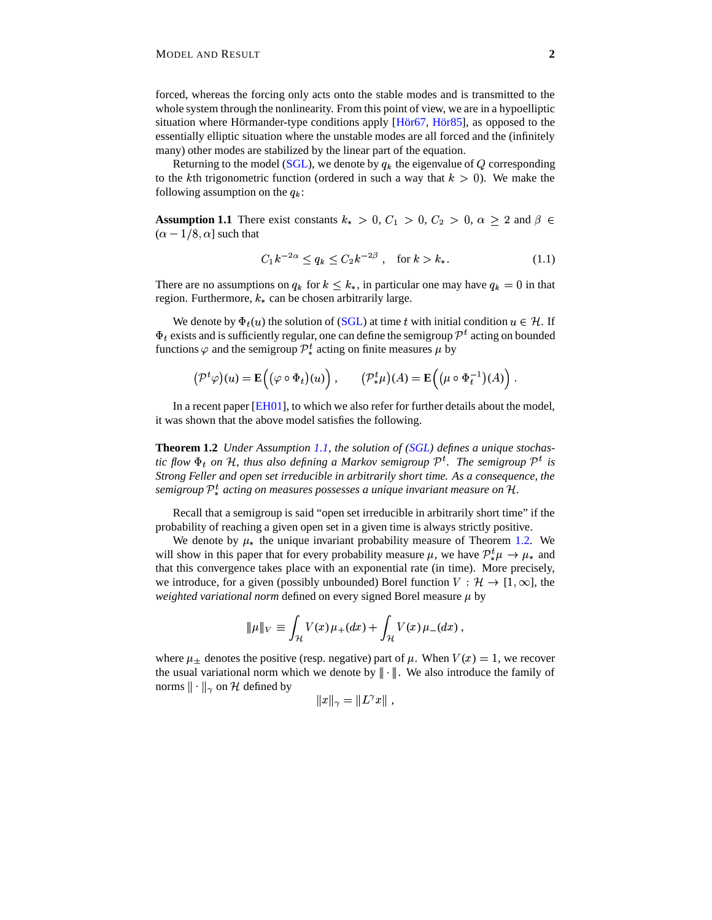forced, whereas the forcing only acts onto the stable modes and is transmitted to the whole system through the nonlinearity. From this point of view, we are in a hypoelliptic situation where Hörmander-type conditions apply [Hör67, Hör85], as opposed to the essentially elliptic situation where the unstable modes are all forced and the (infinitely many) other modes are stabilized by the linear part of the equation.

Returning to the model (SGL), we denote by $q_k$ the eigenvalue of $Q$ corresponding to the $k$th trigonometric function (ordered in such a way that $k > 0$). We make the following assumption on the $q_k$:

**Assumption 1.1** There exist constants $k_* > 0$, $C_1 > 0$, $C_2 > 0$, $\alpha \geq 2$ and $\beta \in (\alpha - 1/8, \alpha]$ such that

$$C_1 k^{-2\alpha} \leq q_k \leq C_2 k^{-2\beta} \;, \quad \text{for } k > k_* . \tag{1.1}$$

There are no assumptions on $q_k$ for $k \leq k_*$, in particular one may have $q_k = 0$ in that region. Furthermore, $k_*$ can be chosen arbitrarily large.

We denote by $\Phi_t(u)$ the solution of (SGL) at time $t$ with initial condition $u \in \mathcal{H}$. If $\Phi_t$ exists and is sufficiently regular, one can define the semigroup $\mathcal{P}^t$ acting on bounded functions $\varphi$ and the semigroup $\mathcal{P}_*^t$ acting on finite measures $\mu$ by

$$(\mathcal{P}^t \varphi)(u) = \mathbf{E}\Big((\varphi \circ \Phi_t)(u)\Big) \;, \qquad (\mathcal{P}_*^t \mu)(A) = \mathbf{E}\Big((\mu \circ \Phi_t^{-1})(A)\Big) \;.$$

In a recent paper [EH01], to which we also refer for further details about the model, it was shown that the above model satisfies the following.

**Theorem 1.2** *Under Assumption 1.1, the solution of (SGL) defines a unique stochastic flow $\Phi_t$ on $\mathcal{H}$, thus also defining a Markov semigroup $\mathcal{P}^t$. The semigroup $\mathcal{P}^t$ is Strong Feller and open set irreducible in arbitrarily short time. As a consequence, the semigroup $\mathcal{P}_*^t$ acting on measures possesses a unique invariant measure on $\mathcal{H}$.*

Recall that a semigroup is said "open set irreducible in arbitrarily short time" if the probability of reaching a given open set in a given time is always strictly positive.

We denote by $\mu_*$ the unique invariant probability measure of Theorem 1.2. We will show in this paper that for every probability measure $\mu$, we have $\mathcal{P}_*^t \mu \to \mu_*$ and that this convergence takes place with an exponential rate (in time). More precisely, we introduce, for a given (possibly unbounded) Borel function $V : \mathcal{H} \to [1, \infty]$, the *weighted variational norm* defined on every signed Borel measure $\mu$ by

$$\|\mu\|_V \equiv \int_{\mathcal{H}} V(x)\, \mu_+(dx) + \int_{\mathcal{H}} V(x)\, \mu_-(dx) \;,$$

where $\mu_\pm$ denotes the positive (resp. negative) part of $\mu$. When $V(x) = 1$, we recover the usual variational norm which we denote by $\|\cdot\|$. We also introduce the family of norms $\|\cdot\|_\gamma$ on $\mathcal{H}$ defined by

$$\|x\|_\gamma = \|L^\gamma x\| \;,$$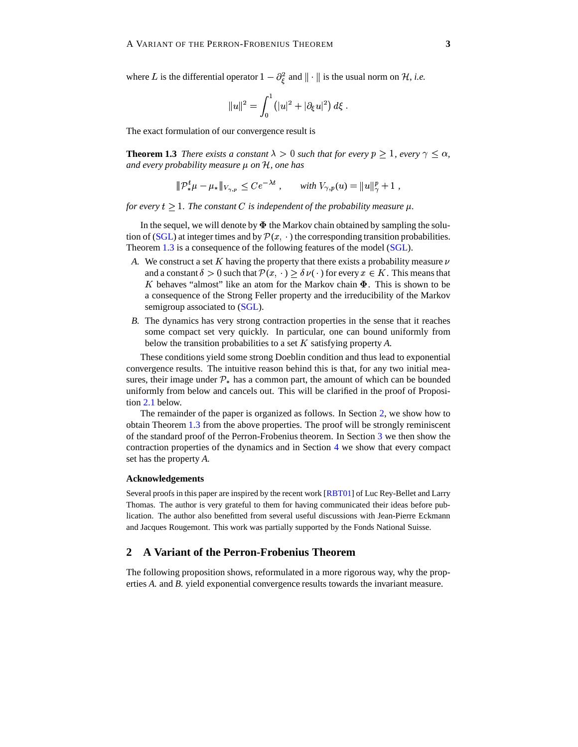where $L$ is the differential operator $1 - \partial_\xi^2$ and $\|\cdot\|$ is the usual norm on $\mathcal{H}$, *i.e.*

$$\|u\|^2 = \int_0^1 \left(|u|^2 + |\partial_\xi u|^2\right) d\xi \;.$$

The exact formulation of our convergence result is

**Theorem 1.3** *There exists a constant $\lambda > 0$ such that for every $p \geq 1$, every $\gamma \leq \alpha$, and every probability measure $\mu$ on $\mathcal{H}$, one has*

$$\|\mathcal{P}_*^t \mu - \mu_*\|_{V_{\gamma,p}} \leq C e^{-\lambda t} \;, \qquad \text{with } V_{\gamma,p}(u) = \|u\|_\gamma^p + 1 \;,$$

*for every $t \geq 1$. The constant $C$ is independent of the probability measure $\mu$.*

In the sequel, we will denote by $\mathbf{\Phi}$ the Markov chain obtained by sampling the solution of (SGL) at integer times and by $\mathcal{P}(x, \cdot)$ the corresponding transition probabilities. Theorem 1.3 is a consequence of the following features of the model (SGL).

*A.* We construct a set $K$ having the property that there exists a probability measure $\nu$ and a constant $\delta > 0$ such that $\mathcal{P}(x, \cdot) \geq \delta\,\nu(\cdot)$ for every $x \in K$. This means that $K$ behaves "almost" like an atom for the Markov chain $\mathbf{\Phi}$. This is shown to be a consequence of the Strong Feller property and the irreducibility of the Markov semigroup associated to (SGL).

*B.* The dynamics has very strong contraction properties in the sense that it reaches some compact set very quickly. In particular, one can bound uniformly from below the transition probabilities to a set $K$ satisfying property *A.*

These conditions yield some strong Doeblin condition and thus lead to exponential convergence results. The intuitive reason behind this is that, for any two initial measures, their image under $\mathcal{P}_*$ has a common part, the amount of which can be bounded uniformly from below and cancels out. This will be clarified in the proof of Proposition 2.1 below.

The remainder of the paper is organized as follows. In Section 2, we show how to obtain Theorem 1.3 from the above properties. The proof will be strongly reminiscent of the standard proof of the Perron-Frobenius theorem. In Section 3 we then show the contraction properties of the dynamics and in Section 4 we show that every compact set has the property *A.*

### Acknowledgements

Several proofs in this paper are inspired by the recent work [RBT01] of Luc Rey-Bellet and Larry Thomas. The author is very grateful to them for having communicated their ideas before publication. The author also benefitted from several useful discussions with Jean-Pierre Eckmann and Jacques Rougemont. This work was partially supported by the Fonds National Suisse.

## 2 A Variant of the Perron-Frobenius Theorem

The following proposition shows, reformulated in a more rigorous way, why the properties *A.* and *B.* yield exponential convergence results towards the invariant measure.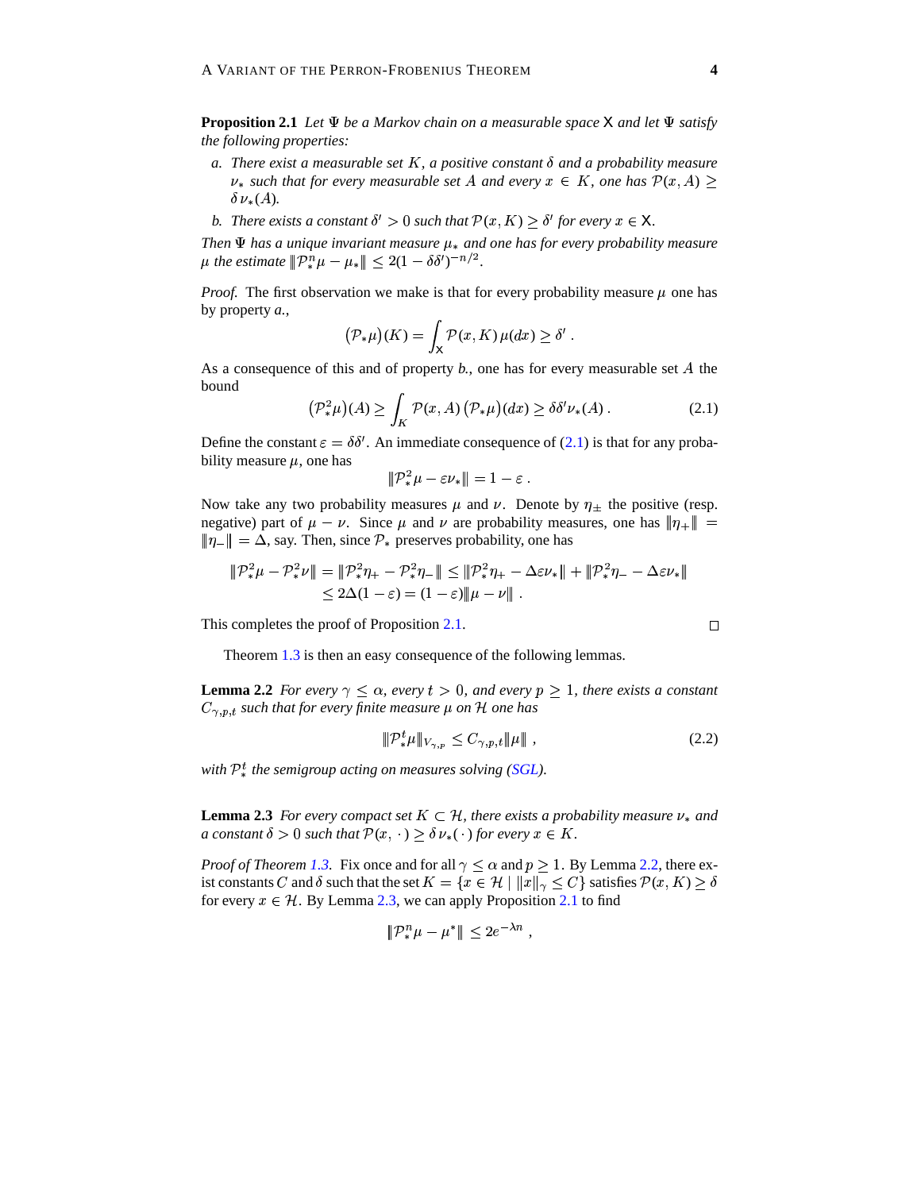**Proposition 2.1** *Let $\Psi$ be a Markov chain on a measurable space $\mathsf{X}$ and let $\Psi$ satisfy the following properties:*

*a. There exist a measurable set $K$, a positive constant $\delta$ and a probability measure $\nu_*$ such that for every measurable set $A$ and every $x \in K$, one has $\mathcal{P}(x, A) \geq \delta\, \nu_*(A)$.*

*b. There exists a constant $\delta' > 0$ such that $\mathcal{P}(x, K) \geq \delta'$ for every $x \in \mathsf{X}$.*

*Then $\Psi$ has a unique invariant measure $\mu_*$ and one has for every probability measure $\mu$ the estimate $\|\mathcal{P}_*^n \mu - \mu_*\| \leq 2(1 - \delta\delta')^{-n/2}$.*

*Proof.* The first observation we make is that for every probability measure $\mu$ one has by property *a.*,

$$\big(\mathcal{P}_*\mu\big)(K) = \int_{\mathsf{X}} \mathcal{P}(x, K)\, \mu(dx) \geq \delta' \;.$$

As a consequence of this and of property *b.*, one has for every measurable set $A$ the bound

$$\big(\mathcal{P}_*^2\mu\big)(A) \geq \int_K \mathcal{P}(x, A)\, \big(\mathcal{P}_*\mu\big)(dx) \geq \delta\delta' \nu_*(A) \,. \tag{2.1}$$

Define the constant $\varepsilon = \delta\delta'$. An immediate consequence of (2.1) is that for any probability measure $\mu$, one has

$$\|\mathcal{P}_*^2\mu - \varepsilon\nu_*\| = 1 - \varepsilon \;.$$

Now take any two probability measures $\mu$ and $\nu$. Denote by $\eta_\pm$ the positive (resp. negative) part of $\mu - \nu$. Since $\mu$ and $\nu$ are probability measures, one has $\|\eta_+\| = \|\eta_-\| = \Delta$, say. Then, since $\mathcal{P}_*$ preserves probability, one has

$$\begin{aligned} \|\mathcal{P}_*^2\mu - \mathcal{P}_*^2\nu\| &= \|\mathcal{P}_*^2\eta_+ - \mathcal{P}_*^2\eta_-\| \leq \|\mathcal{P}_*^2\eta_+ - \Delta\varepsilon\nu_*\| + \|\mathcal{P}_*^2\eta_- - \Delta\varepsilon\nu_*\| \\ &\leq 2\Delta(1-\varepsilon) = (1-\varepsilon)\|\mu - \nu\| \;. \end{aligned}$$

This completes the proof of Proposition 2.1. □

Theorem 1.3 is then an easy consequence of the following lemmas.

**Lemma 2.2** *For every $\gamma \leq \alpha$, every $t > 0$, and every $p \geq 1$, there exists a constant $C_{\gamma,p,t}$ such that for every finite measure $\mu$ on $\mathcal{H}$ one has*

$$\|\mathcal{P}_*^t\mu\|_{V_{\gamma,p}} \leq C_{\gamma,p,t}\|\mu\| \;, \tag{2.2}$$

*with $\mathcal{P}_*^t$ the semigroup acting on measures solving (SGL).*

**Lemma 2.3** *For every compact set $K \subset \mathcal{H}$, there exists a probability measure $\nu_*$ and a constant $\delta > 0$ such that $\mathcal{P}(x, \cdot\,) \geq \delta\, \nu_*(\,\cdot\,)$ for every $x \in K$.*

*Proof of Theorem 1.3.* Fix once and for all $\gamma \leq \alpha$ and $p \geq 1$. By Lemma 2.2, there exist constants $C$ and $\delta$ such that the set $K = \{x \in \mathcal{H} \mid \|x\|_\gamma \leq C\}$ satisfies $\mathcal{P}(x, K) \geq \delta$ for every $x \in \mathcal{H}$. By Lemma 2.3, we can apply Proposition 2.1 to find

$$\|\mathcal{P}_*^n\mu - \mu^*\| \leq 2e^{-\lambda n} \;,$$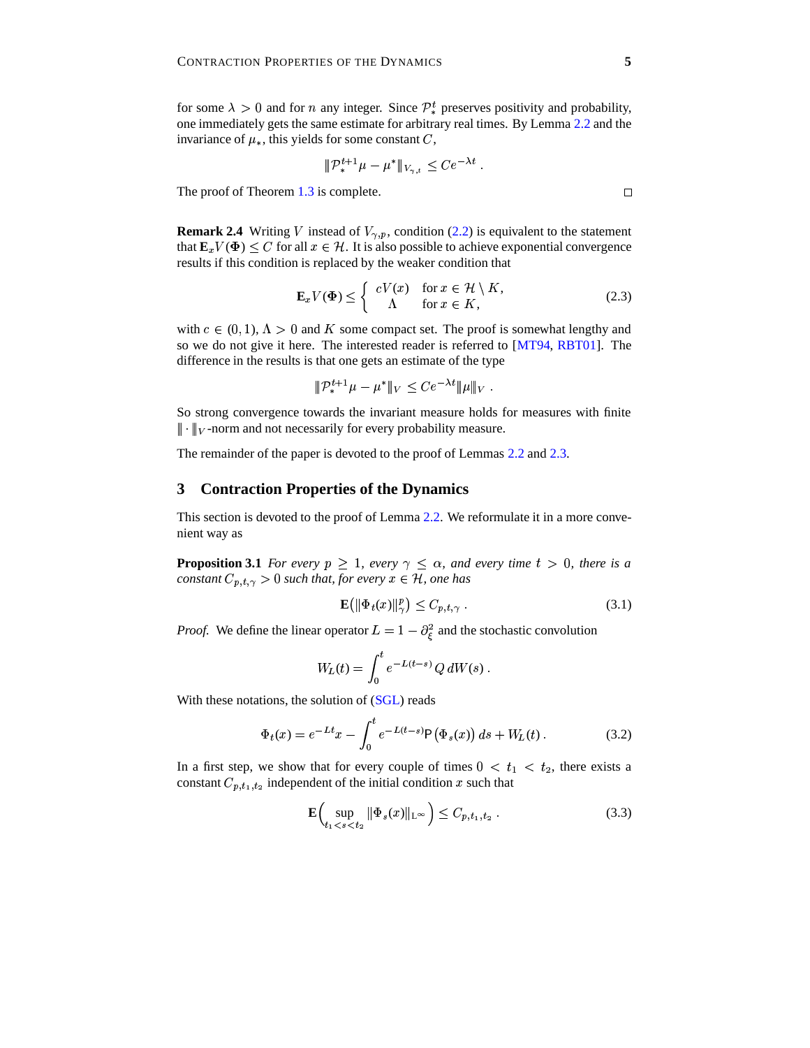for some $\lambda > 0$ and for $n$ any integer. Since $\mathcal{P}_*^t$ preserves positivity and probability, one immediately gets the same estimate for arbitrary real times. By Lemma 2.2 and the invariance of $\mu_*$, this yields for some constant $C$,

$$\|\mathcal{P}_*^{t+1}\mu - \mu^*\|_{V_{\gamma,t}} \le Ce^{-\lambda t} .$$

The proof of Theorem 1.3 is complete. □

**Remark 2.4** Writing $V$ instead of $V_{\gamma,p}$, condition (2.2) is equivalent to the statement that $\mathbf{E}_x V(\Phi) \le C$ for all $x \in \mathcal{H}$. It is also possible to achieve exponential convergence results if this condition is replaced by the weaker condition that

$$\mathbf{E}_x V(\Phi) \le \begin{cases} cV(x) & \text{for } x \in \mathcal{H} \setminus K, \\ \Lambda & \text{for } x \in K, \end{cases} \tag{2.3}$$

with $c \in (0,1)$, $\Lambda > 0$ and $K$ some compact set. The proof is somewhat lengthy and so we do not give it here. The interested reader is referred to [MT94, RBT01]. The difference in the results is that one gets an estimate of the type

$$\|\mathcal{P}_*^{t+1}\mu - \mu^*\|_V \le Ce^{-\lambda t}\|\mu\|_V .$$

So strong convergence towards the invariant measure holds for measures with finite $\|\cdot\|_V$-norm and not necessarily for every probability measure.

The remainder of the paper is devoted to the proof of Lemmas 2.2 and 2.3.

## 3 Contraction Properties of the Dynamics

This section is devoted to the proof of Lemma 2.2. We reformulate it in a more convenient way as

**Proposition 3.1** *For every $p \ge 1$, every $\gamma \le \alpha$, and every time $t > 0$, there is a constant $C_{p,t,\gamma} > 0$ such that, for every $x \in \mathcal{H}$, one has*

$$\mathbf{E}\big(\|\Phi_t(x)\|_\gamma^p\big) \le C_{p,t,\gamma} . \tag{3.1}$$

*Proof.* We define the linear operator $L = 1 - \partial_\xi^2$ and the stochastic convolution

$$W_L(t) = \int_0^t e^{-L(t-s)}\, Q\, dW(s) .$$

With these notations, the solution of (SGL) reads

$$\Phi_t(x) = e^{-Lt}x - \int_0^t e^{-L(t-s)} \mathsf{P}\big(\Phi_s(x)\big)\, ds + W_L(t) . \tag{3.2}$$

In a first step, we show that for every couple of times $0 < t_1 < t_2$, there exists a constant $C_{p,t_1,t_2}$ independent of the initial condition $x$ such that

$$\mathbf{E}\Big(\sup_{t_1<s<t_2} \|\Phi_s(x)\|_{\mathrm{L}^\infty}\Big) \le C_{p,t_1,t_2} . \tag{3.3}$$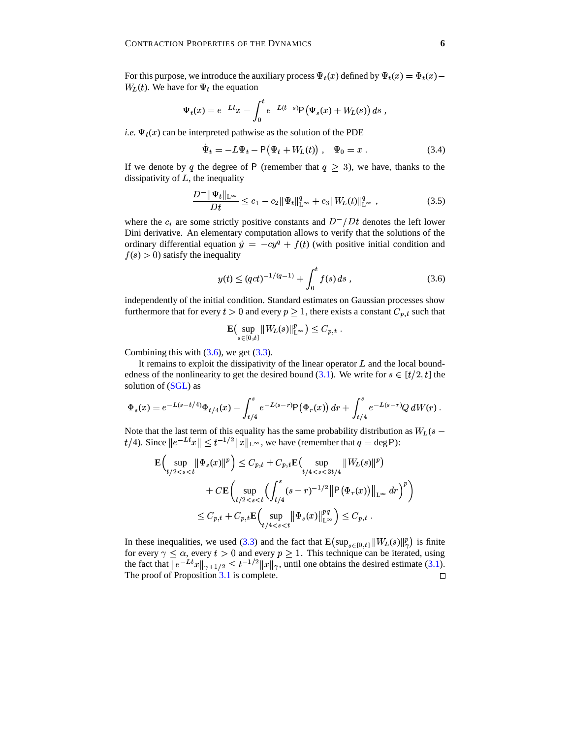For this purpose, we introduce the auxiliary process $\Psi_t(x)$ defined by $\Psi_t(x) = \Phi_t(x) - W_L(t)$. We have for $\Psi_t$ the equation

$$\Psi_t(x) = e^{-Lt}x - \int_0^t e^{-L(t-s)}\mathsf{P}\big(\Psi_s(x) + W_L(s)\big)\,ds\;,$$

*i.e.* $\Psi_t(x)$ can be interpreted pathwise as the solution of the PDE

$$\dot\Psi_t = -L\Psi_t - \mathsf{P}\big(\Psi_t + W_L(t)\big)\;,\quad \Psi_0 = x\;. \tag{3.4}$$

If we denote by $q$ the degree of $\mathsf{P}$ (remember that $q \geq 3$), we have, thanks to the dissipativity of $L$, the inequality

$$\frac{D^-\|\Psi_t\|_{\mathrm{L}^\infty}}{Dt} \leq c_1 - c_2\|\Psi_t\|_{\mathrm{L}^\infty}^q + c_3\|W_L(t)\|_{\mathrm{L}^\infty}^q\;, \tag{3.5}$$

where the $c_i$ are some strictly positive constants and $D^-/Dt$ denotes the left lower Dini derivative. An elementary computation allows to verify that the solutions of the ordinary differential equation $\dot y = -cy^q + f(t)$ (with positive initial condition and $f(s) > 0$) satisfy the inequality

$$y(t) \leq (qct)^{-1/(q-1)} + \int_0^t f(s)\,ds\;, \tag{3.6}$$

independently of the initial condition. Standard estimates on Gaussian processes show furthermore that for every $t > 0$ and every $p \geq 1$, there exists a constant $C_{p,t}$ such that

$$\mathbf{E}\big(\sup_{s\in[0,t]}\|W_L(s)\|_{\mathrm{L}^\infty}^p\big) \leq C_{p,t}\;.$$

Combining this with (3.6), we get (3.3).

It remains to exploit the dissipativity of the linear operator $L$ and the local boundedness of the nonlinearity to get the desired bound (3.1). We write for $s \in [t/2, t]$ the solution of (SGL) as

$$\Phi_s(x) = e^{-L(s-t/4)}\Phi_{t/4}(x) - \int_{t/4}^s e^{-L(s-r)}\mathsf{P}\big(\Phi_r(x)\big)\,dr + \int_{t/4}^s e^{-L(s-r)}Q\,dW(r)\;.$$

Note that the last term of this equality has the same probability distribution as $W_L(s - t/4)$. Since $\|e^{-Lt}x\| \leq t^{-1/2}\|x\|_{\mathrm{L}^\infty}$, we have (remember that $q = \deg\mathsf{P}$):

$$\begin{aligned}
\mathbf{E}\Big(\sup_{t/2<s<t}\|\Phi_s(x)\|^p\Big) &\leq C_{p,t} + C_{p,t}\mathbf{E}\big(\sup_{t/4<s<3t/4}\|W_L(s)\|^p\big)\\
&\quad + C\mathbf{E}\bigg(\sup_{t/2<s<t}\Big(\int_{t/4}^s (s-r)^{-1/2}\big\|\mathsf{P}\big(\Phi_r(x)\big)\big\|_{\mathrm{L}^\infty}\,dr\Big)^p\bigg)\\
&\leq C_{p,t} + C_{p,t}\mathbf{E}\Big(\sup_{t/4<s<t}\big\|\Phi_s(x)\big\|_{\mathrm{L}^\infty}^{pq}\Big) \leq C_{p,t}\;.
\end{aligned}$$

In these inequalities, we used (3.3) and the fact that $\mathbf{E}\big(\sup_{s\in[0,t]}\|W_L(s)\|_\gamma^p\big)$ is finite for every $\gamma \leq \alpha$, every $t > 0$ and every $p \geq 1$. This technique can be iterated, using the fact that $\|e^{-Lt}x\|_{\gamma+1/2} \leq t^{-1/2}\|x\|_\gamma$, until one obtains the desired estimate (3.1). The proof of Proposition 3.1 is complete. □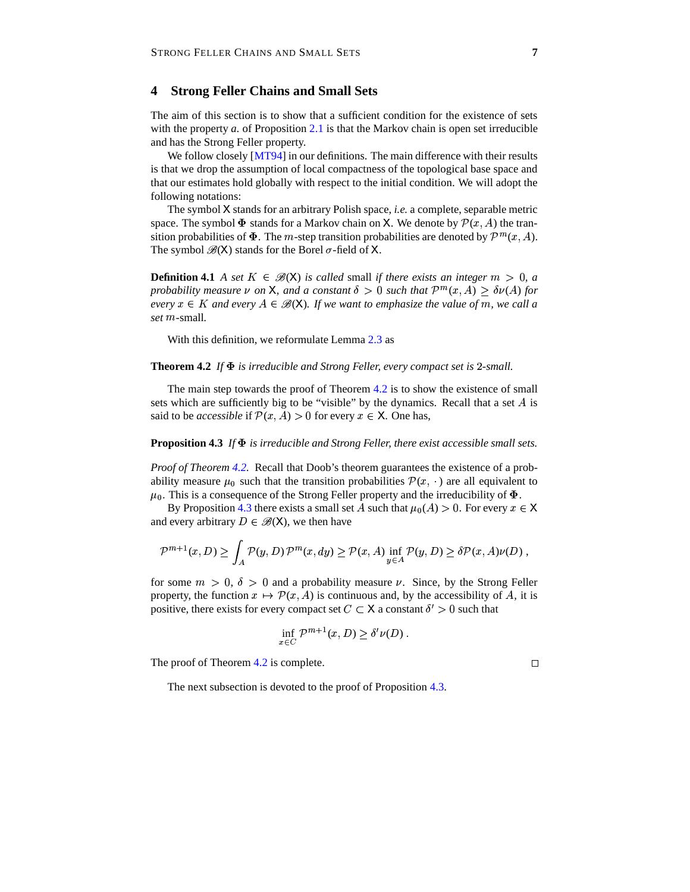## 4 Strong Feller Chains and Small Sets

The aim of this section is to show that a sufficient condition for the existence of sets with the property *a.* of Proposition 2.1 is that the Markov chain is open set irreducible and has the Strong Feller property.

We follow closely [MT94] in our definitions. The main difference with their results is that we drop the assumption of local compactness of the topological base space and that our estimates hold globally with respect to the initial condition. We will adopt the following notations:

The symbol $\mathsf{X}$ stands for an arbitrary Polish space, *i.e.* a complete, separable metric space. The symbol $\mathbf{\Phi}$ stands for a Markov chain on $\mathsf{X}$. We denote by $\mathcal{P}(x, A)$ the transition probabilities of $\mathbf{\Phi}$. The $m$-step transition probabilities are denoted by $\mathcal{P}^m(x, A)$. The symbol $\mathscr{B}(\mathsf{X})$ stands for the Borel $\sigma$-field of $\mathsf{X}$.

**Definition 4.1** *A set $K \in \mathscr{B}(\mathsf{X})$ is called* small *if there exists an integer $m > 0$, a probability measure $\nu$ on $\mathsf{X}$, and a constant $\delta > 0$ such that $\mathcal{P}^m(x, A) \geq \delta\nu(A)$ for every $x \in K$ and every $A \in \mathscr{B}(\mathsf{X})$. If we want to emphasize the value of $m$, we call a set $m$-*small.

With this definition, we reformulate Lemma 2.3 as

**Theorem 4.2** *If $\mathbf{\Phi}$ is irreducible and Strong Feller, every compact set is $2$-small.*

The main step towards the proof of Theorem 4.2 is to show the existence of small sets which are sufficiently big to be "visible" by the dynamics. Recall that a set $A$ is said to be *accessible* if $\mathcal{P}(x, A) > 0$ for every $x \in \mathsf{X}$. One has,

**Proposition 4.3** *If $\mathbf{\Phi}$ is irreducible and Strong Feller, there exist accessible small sets.*

*Proof of Theorem 4.2.* Recall that Doob's theorem guarantees the existence of a probability measure $\mu_0$ such that the transition probabilities $\mathcal{P}(x,\,\cdot\,)$ are all equivalent to $\mu_0$. This is a consequence of the Strong Feller property and the irreducibility of $\mathbf{\Phi}$.

By Proposition 4.3 there exists a small set $A$ such that $\mu_0(A) > 0$. For every $x \in \mathsf{X}$ and every arbitrary $D \in \mathscr{B}(\mathsf{X})$, we then have

$$\mathcal{P}^{m+1}(x, D) \geq \int_A \mathcal{P}(y, D)\,\mathcal{P}^m(x, dy) \geq \mathcal{P}(x, A) \inf_{y \in A} \mathcal{P}(y, D) \geq \delta \mathcal{P}(x, A)\nu(D)\;,$$

for some $m > 0$, $\delta > 0$ and a probability measure $\nu$. Since, by the Strong Feller property, the function $x \mapsto \mathcal{P}(x, A)$ is continuous and, by the accessibility of $A$, it is positive, there exists for every compact set $C \subset \mathsf{X}$ a constant $\delta' > 0$ such that

$$\inf_{x \in C} \mathcal{P}^{m+1}(x, D) \geq \delta' \nu(D)\;.$$

The proof of Theorem 4.2 is complete. □

The next subsection is devoted to the proof of Proposition 4.3.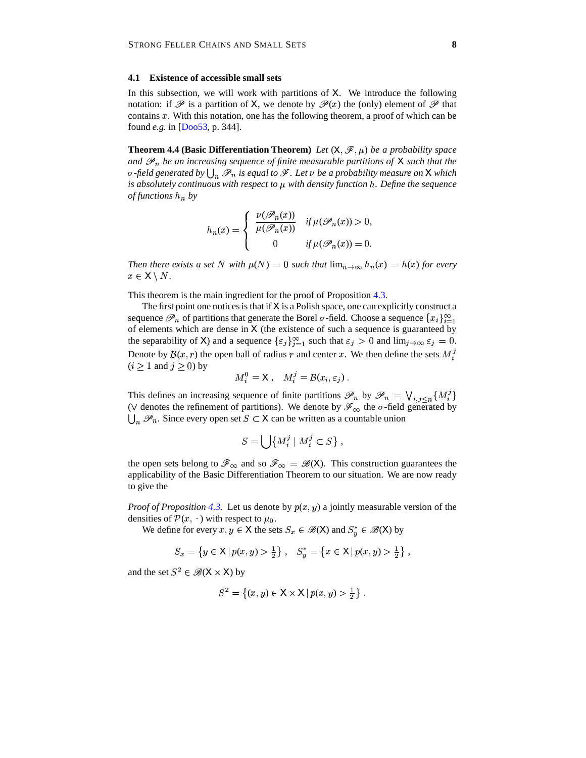### 4.1 Existence of accessible small sets

In this subsection, we will work with partitions of $\mathsf{X}$. We introduce the following notation: if $\mathscr{P}$ is a partition of $\mathsf{X}$, we denote by $\mathscr{P}(x)$ the (only) element of $\mathscr{P}$ that contains $x$. With this notation, one has the following theorem, a proof of which can be found *e.g.* in [Doo53, p. 344].

**Theorem 4.4 (Basic Differentiation Theorem)** *Let $(\mathsf{X}, \mathscr{F}, \mu)$ be a probability space and $\mathscr{P}_n$ be an increasing sequence of finite measurable partitions of $\mathsf{X}$ such that the $\sigma$-field generated by $\bigcup_n \mathscr{P}_n$ is equal to $\mathscr{F}$. Let $\nu$ be a probability measure on $\mathsf{X}$ which is absolutely continuous with respect to $\mu$ with density function $h$. Define the sequence of functions $h_n$ by*

$$h_n(x) = \begin{cases} \dfrac{\nu(\mathscr{P}_n(x))}{\mu(\mathscr{P}_n(x))} & \text{if } \mu(\mathscr{P}_n(x)) > 0, \\ 0 & \text{if } \mu(\mathscr{P}_n(x)) = 0. \end{cases}$$

*Then there exists a set $N$ with $\mu(N) = 0$ such that $\lim_{n\to\infty} h_n(x) = h(x)$ for every $x \in \mathsf{X} \setminus N$.*

This theorem is the main ingredient for the proof of Proposition 4.3.

The first point one notices is that if $\mathsf{X}$ is a Polish space, one can explicitly construct a sequence $\mathscr{P}_n$ of partitions that generate the Borel $\sigma$-field. Choose a sequence $\{x_i\}_{i=1}^\infty$ of elements which are dense in $\mathsf{X}$ (the existence of such a sequence is guaranteed by the separability of $\mathsf{X}$) and a sequence $\{\varepsilon_j\}_{j=1}^\infty$ such that $\varepsilon_j > 0$ and $\lim_{j\to\infty} \varepsilon_j = 0$. Denote by $\mathcal{B}(x, r)$ the open ball of radius $r$ and center $x$. We then define the sets $M_i^j$ ($i \geq 1$ and $j \geq 0$) by

$$M_i^0 = \mathsf{X}\;, \quad M_i^j = \mathcal{B}(x_i, \varepsilon_j)\;.$$

This defines an increasing sequence of finite partitions $\mathscr{P}_n$ by $\mathscr{P}_n = \bigvee_{i,j\leq n} \{M_i^j\}$ ($\vee$ denotes the refinement of partitions). We denote by $\mathscr{F}_\infty$ the $\sigma$-field generated by $\bigcup_n \mathscr{P}_n$. Since every open set $S \subset \mathsf{X}$ can be written as a countable union

$$S = \bigcup \{M_i^j \mid M_i^j \subset S\}\;,$$

the open sets belong to $\mathscr{F}_\infty$ and so $\mathscr{F}_\infty = \mathscr{B}(\mathsf{X})$. This construction guarantees the applicability of the Basic Differentiation Theorem to our situation. We are now ready to give the

*Proof of Proposition 4.3.* Let us denote by $p(x, y)$ a jointly measurable version of the densities of $\mathcal{P}(x,\,\cdot\,)$ with respect to $\mu_0$.

We define for every $x, y \in \mathsf{X}$ the sets $S_x \in \mathscr{B}(\mathsf{X})$ and $S_y^* \in \mathscr{B}(\mathsf{X})$ by

$$S_x = \left\{y \in \mathsf{X} \,|\, p(x,y) > \tfrac{1}{2}\right\}\;, \quad S_y^* = \left\{x \in \mathsf{X} \,|\, p(x,y) > \tfrac{1}{2}\right\}\;,$$

and the set $S^2 \in \mathscr{B}(\mathsf{X}\times\mathsf{X})$ by

$$S^2 = \left\{(x,y) \in \mathsf{X}\times\mathsf{X} \,|\, p(x,y) > \tfrac{1}{2}\right\}\;.$$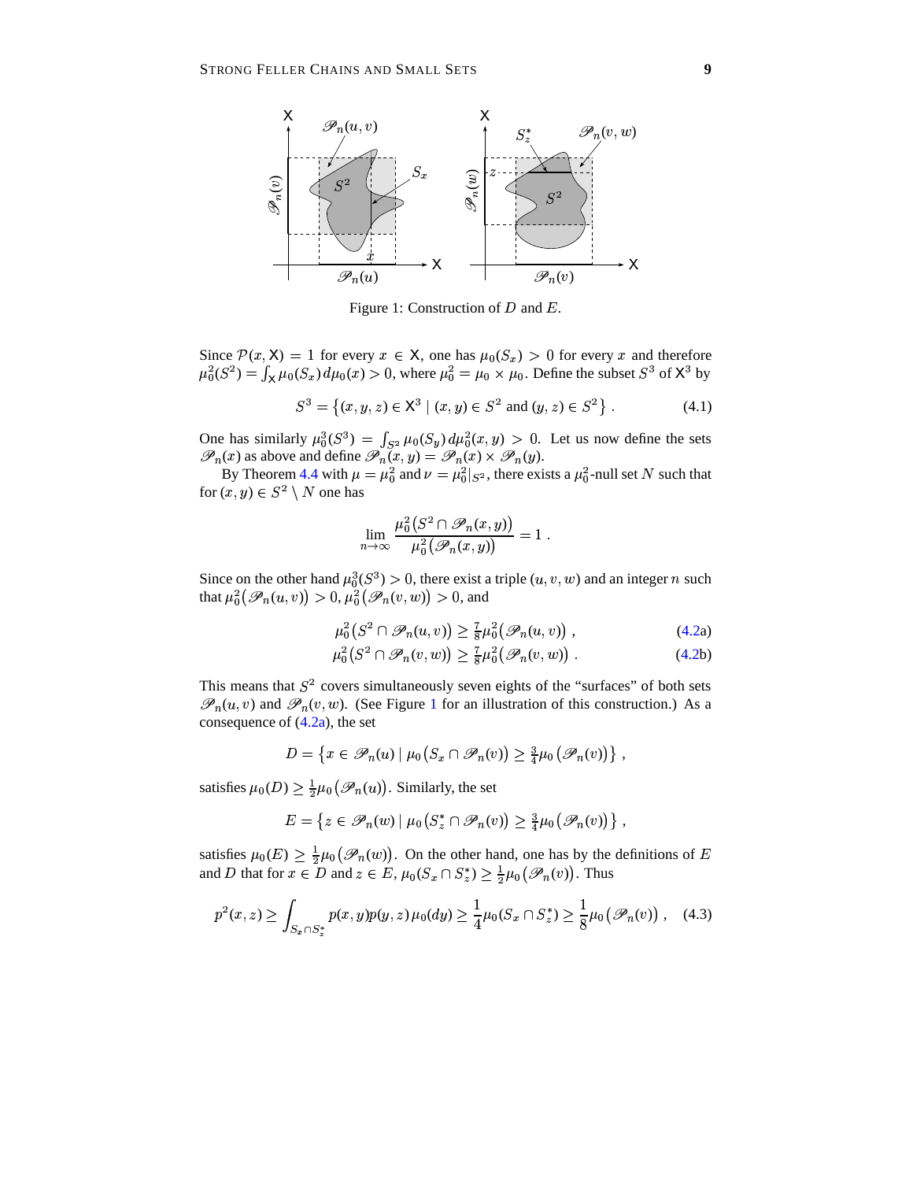Figure 1: Construction of $D$ and $E$.

Since $\mathcal{P}(x, \mathsf{X}) = 1$ for every $x \in \mathsf{X}$, one has $\mu_0(S_x) > 0$ for every $x$ and therefore $\mu_0^2(S^2) = \int_{\mathsf{X}} \mu_0(S_x)\, d\mu_0(x) > 0$, where $\mu_0^2 = \mu_0 \times \mu_0$. Define the subset $S^3$ of $\mathsf{X}^3$ by

$$S^3 = \left\{(x, y, z) \in \mathsf{X}^3 \mid (x, y) \in S^2 \text{ and } (y, z) \in S^2\right\} . \tag{4.1}$$

One has similarly $\mu_0^3(S^3) = \int_{S^2} \mu_0(S_y)\, d\mu_0^2(x, y) > 0$. Let us now define the sets $\mathscr{P}_n(x)$ as above and define $\mathscr{P}_n(x, y) = \mathscr{P}_n(x) \times \mathscr{P}_n(y)$.

By Theorem 4.4 with $\mu = \mu_0^2$ and $\nu = \mu_0^2|_{S^2}$, there exists a $\mu_0^2$-null set $N$ such that for $(x, y) \in S^2 \setminus N$ one has

$$\lim_{n\to\infty} \frac{\mu_0^2\big(S^2 \cap \mathscr{P}_n(x, y)\big)}{\mu_0^2\big(\mathscr{P}_n(x, y)\big)} = 1 .$$

Since on the other hand $\mu_0^3(S^3) > 0$, there exist a triple $(u, v, w)$ and an integer $n$ such that $\mu_0^2\big(\mathscr{P}_n(u, v)\big) > 0$, $\mu_0^2\big(\mathscr{P}_n(v, w)\big) > 0$, and

$$\mu_0^2\big(S^2 \cap \mathscr{P}_n(u, v)\big) \ge \tfrac{7}{8}\mu_0^2\big(\mathscr{P}_n(u, v)\big) , \tag{4.2a}$$

$$\mu_0^2\big(S^2 \cap \mathscr{P}_n(v, w)\big) \ge \tfrac{7}{8}\mu_0^2\big(\mathscr{P}_n(v, w)\big) . \tag{4.2b}$$

This means that $S^2$ covers simultaneously seven eighths of the "surfaces" of both sets $\mathscr{P}_n(u, v)$ and $\mathscr{P}_n(v, w)$. (See Figure 1 for an illustration of this construction.) As a consequence of (4.2a), the set

$$D = \left\{x \in \mathscr{P}_n(u) \mid \mu_0\big(S_x \cap \mathscr{P}_n(v)\big) \ge \tfrac{3}{4}\mu_0\big(\mathscr{P}_n(v)\big)\right\} ,$$

satisfies $\mu_0(D) \ge \frac{1}{2}\mu_0\big(\mathscr{P}_n(u)\big)$. Similarly, the set

$$E = \left\{z \in \mathscr{P}_n(w) \mid \mu_0\big(S_z^* \cap \mathscr{P}_n(v)\big) \ge \tfrac{3}{4}\mu_0\big(\mathscr{P}_n(v)\big)\right\} ,$$

satisfies $\mu_0(E) \ge \frac{1}{2}\mu_0\big(\mathscr{P}_n(w)\big)$. On the other hand, one has by the definitions of $E$ and $D$ that for $x \in D$ and $z \in E$, $\mu_0(S_x \cap S_z^*) \ge \frac{1}{2}\mu_0\big(\mathscr{P}_n(v)\big)$. Thus

$$p^2(x, z) \ge \int_{S_x \cap S_z^*} p(x, y)p(y, z)\, \mu_0(dy) \ge \frac{1}{4}\mu_0(S_x \cap S_z^*) \ge \frac{1}{8}\mu_0\big(\mathscr{P}_n(v)\big) , \tag{4.3}$$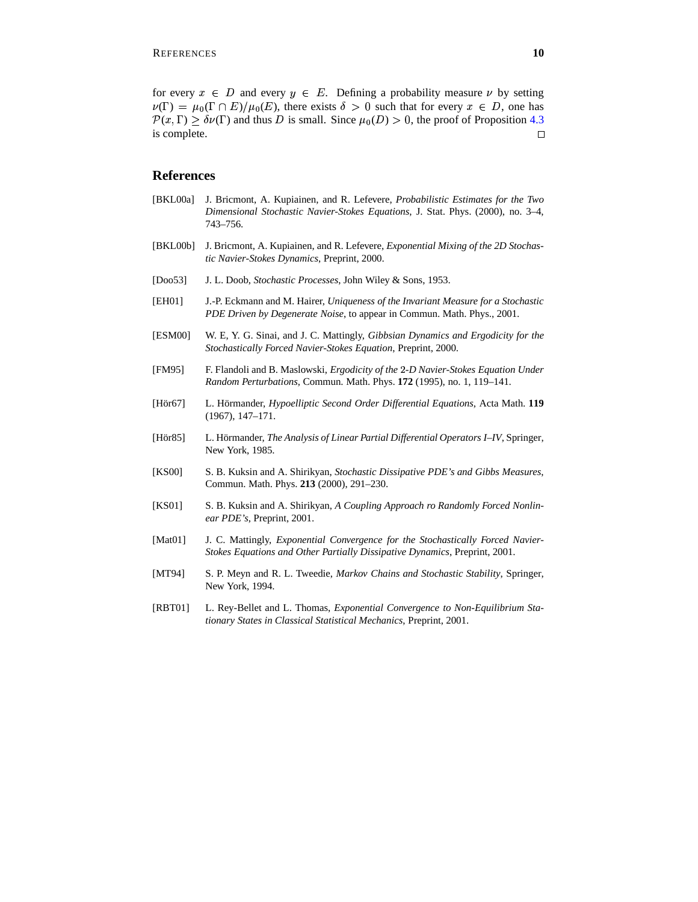for every $x \in D$ and every $y \in E$. Defining a probability measure $\nu$ by setting $\nu(\Gamma) = \mu_0(\Gamma \cap E)/\mu_0(E)$, there exists $\delta > 0$ such that for every $x \in D$, one has $\mathcal{P}(x,\Gamma) \geq \delta\nu(\Gamma)$ and thus $D$ is small. Since $\mu_0(D) > 0$, the proof of Proposition 4.3 is complete. □

## References

[BKL00a] J. Bricmont, A. Kupiainen, and R. Lefevere, *Probabilistic Estimates for the Two Dimensional Stochastic Navier-Stokes Equations*, J. Stat. Phys. (2000), no. 3–4, 743–756.

[BKL00b] J. Bricmont, A. Kupiainen, and R. Lefevere, *Exponential Mixing of the 2D Stochastic Navier-Stokes Dynamics*, Preprint, 2000.

[Doo53] J. L. Doob, *Stochastic Processes*, John Wiley & Sons, 1953.

[EH01] J.-P. Eckmann and M. Hairer, *Uniqueness of the Invariant Measure for a Stochastic PDE Driven by Degenerate Noise*, to appear in Commun. Math. Phys., 2001.

[ESM00] W. E, Y. G. Sinai, and J. C. Mattingly, *Gibbsian Dynamics and Ergodicity for the Stochastically Forced Navier-Stokes Equation*, Preprint, 2000.

[FM95] F. Flandoli and B. Maslowski, *Ergodicity of the 2-D Navier-Stokes Equation Under Random Perturbations*, Commun. Math. Phys. **172** (1995), no. 1, 119–141.

[Hör67] L. Hörmander, *Hypoelliptic Second Order Differential Equations*, Acta Math. **119** (1967), 147–171.

[Hör85] L. Hörmander, *The Analysis of Linear Partial Differential Operators I–IV*, Springer, New York, 1985.

[KS00] S. B. Kuksin and A. Shirikyan, *Stochastic Dissipative PDE's and Gibbs Measures*, Commun. Math. Phys. **213** (2000), 291–230.

[KS01] S. B. Kuksin and A. Shirikyan, *A Coupling Approach ro Randomly Forced Nonlinear PDE's*, Preprint, 2001.

[Mat01] J. C. Mattingly, *Exponential Convergence for the Stochastically Forced Navier-Stokes Equations and Other Partially Dissipative Dynamics*, Preprint, 2001.

[MT94] S. P. Meyn and R. L. Tweedie, *Markov Chains and Stochastic Stability*, Springer, New York, 1994.

[RBT01] L. Rey-Bellet and L. Thomas, *Exponential Convergence to Non-Equilibrium Stationary States in Classical Statistical Mechanics*, Preprint, 2001.